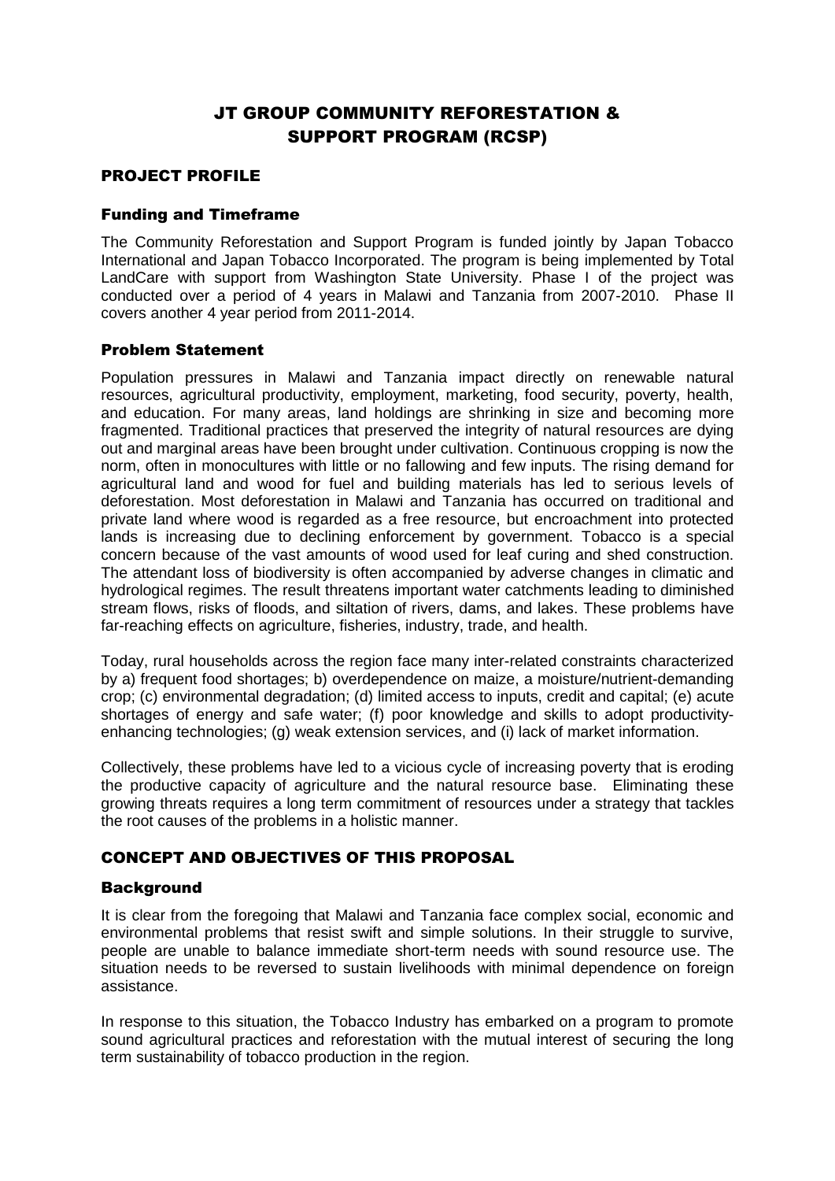# JT GROUP COMMUNITY REFORESTATION & SUPPORT PROGRAM (RCSP)

## PROJECT PROFILE

### Funding and Timeframe

The Community Reforestation and Support Program is funded jointly by Japan Tobacco International and Japan Tobacco Incorporated. The program is being implemented by Total LandCare with support from Washington State University. Phase I of the project was conducted over a period of 4 years in Malawi and Tanzania from 2007-2010. Phase II covers another 4 year period from 2011-2014.

### Problem Statement

Population pressures in Malawi and Tanzania impact directly on renewable natural resources, agricultural productivity, employment, marketing, food security, poverty, health, and education. For many areas, land holdings are shrinking in size and becoming more fragmented. Traditional practices that preserved the integrity of natural resources are dying out and marginal areas have been brought under cultivation. Continuous cropping is now the norm, often in monocultures with little or no fallowing and few inputs. The rising demand for agricultural land and wood for fuel and building materials has led to serious levels of deforestation. Most deforestation in Malawi and Tanzania has occurred on traditional and private land where wood is regarded as a free resource, but encroachment into protected lands is increasing due to declining enforcement by government. Tobacco is a special concern because of the vast amounts of wood used for leaf curing and shed construction. The attendant loss of biodiversity is often accompanied by adverse changes in climatic and hydrological regimes. The result threatens important water catchments leading to diminished stream flows, risks of floods, and siltation of rivers, dams, and lakes. These problems have far-reaching effects on agriculture, fisheries, industry, trade, and health.

Today, rural households across the region face many inter-related constraints characterized by a) frequent food shortages; b) overdependence on maize, a moisture/nutrient-demanding crop; (c) environmental degradation; (d) limited access to inputs, credit and capital; (e) acute shortages of energy and safe water; (f) poor knowledge and skills to adopt productivity-enhancing technologies; (g) weak extension services, and (i) lack of market information.

Collectively, these problems have led to a vicious cycle of increasing poverty that is eroding the productive capacity of agriculture and the natural resource base. Eliminating these growing threats requires a long term commitment of resources under a strategy that tackles the root causes of the problems in a holistic manner.

## CONCEPT AND OBJECTIVES OF THIS PROPOSAL

### Background

It is clear from the foregoing that Malawi and Tanzania face complex social, economic and environmental problems that resist swift and simple solutions. In their struggle to survive, people are unable to balance immediate short-term needs with sound resource use. The situation needs to be reversed to sustain livelihoods with minimal dependence on foreign assistance.

In response to this situation, the Tobacco Industry has embarked on a program to promote sound agricultural practices and reforestation with the mutual interest of securing the long term sustainability of tobacco production in the region.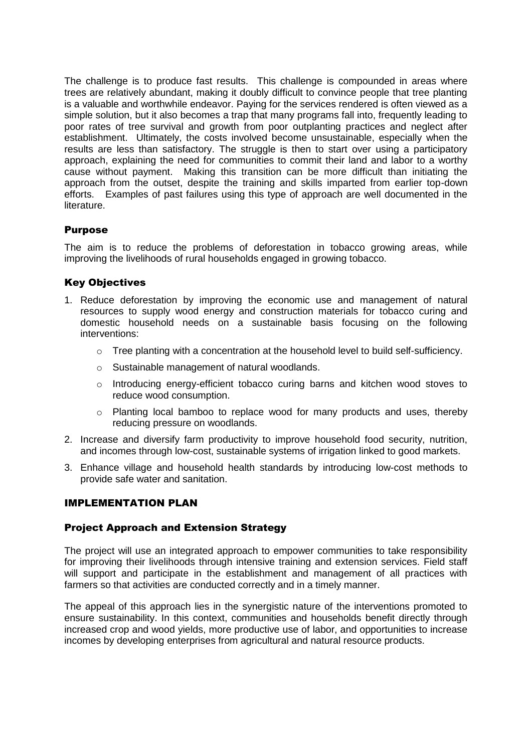The challenge is to produce fast results. This challenge is compounded in areas where trees are relatively abundant, making it doubly difficult to convince people that tree planting is a valuable and worthwhile endeavor. Paying for the services rendered is often viewed as a simple solution, but it also becomes a trap that many programs fall into, frequently leading to poor rates of tree survival and growth from poor outplanting practices and neglect after establishment. Ultimately, the costs involved become unsustainable, especially when the results are less than satisfactory. The struggle is then to start over using a participatory approach, explaining the need for communities to commit their land and labor to a worthy cause without payment. Making this transition can be more difficult than initiating the approach from the outset, despite the training and skills imparted from earlier top-down efforts. Examples of past failures using this type of approach are well documented in the literature.

### Purpose

The aim is to reduce the problems of deforestation in tobacco growing areas, while improving the livelihoods of rural households engaged in growing tobacco.

### Key Objectives

1. Reduce deforestation by improving the economic use and management of natural resources to supply wood energy and construction materials for tobacco curing and domestic household needs on a sustainable basis focusing on the following interventions:
    - Tree planting with a concentration at the household level to build self-sufficiency.
    - Sustainable management of natural woodlands.
    - Introducing energy-efficient tobacco curing barns and kitchen wood stoves to reduce wood consumption.
    - Planting local bamboo to replace wood for many products and uses, thereby reducing pressure on woodlands.
2. Increase and diversify farm productivity to improve household food security, nutrition, and incomes through low-cost, sustainable systems of irrigation linked to good markets.
3. Enhance village and household health standards by introducing low-cost methods to provide safe water and sanitation.

## IMPLEMENTATION PLAN

### Project Approach and Extension Strategy

The project will use an integrated approach to empower communities to take responsibility for improving their livelihoods through intensive training and extension services. Field staff will support and participate in the establishment and management of all practices with farmers so that activities are conducted correctly and in a timely manner.

The appeal of this approach lies in the synergistic nature of the interventions promoted to ensure sustainability. In this context, communities and households benefit directly through increased crop and wood yields, more productive use of labor, and opportunities to increase incomes by developing enterprises from agricultural and natural resource products.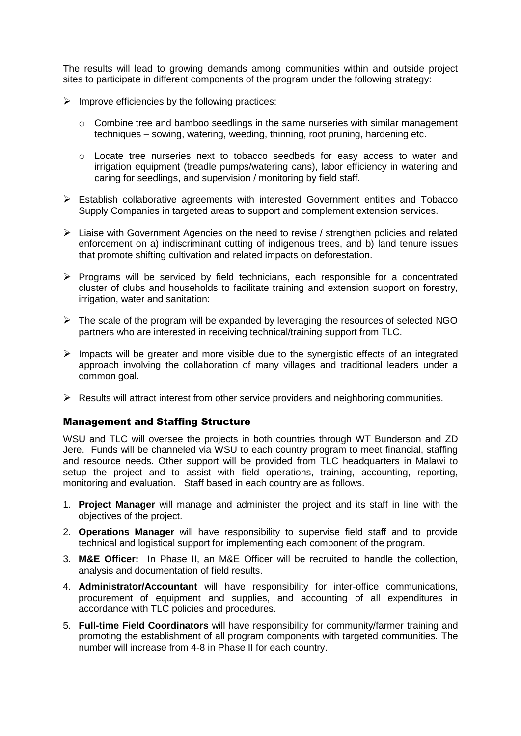The results will lead to growing demands among communities within and outside project sites to participate in different components of the program under the following strategy:

- Improve efficiencies by the following practices:
  - Combine tree and bamboo seedlings in the same nurseries with similar management techniques – sowing, watering, weeding, thinning, root pruning, hardening etc.
  - Locate tree nurseries next to tobacco seedbeds for easy access to water and irrigation equipment (treadle pumps/watering cans), labor efficiency in watering and caring for seedlings, and supervision / monitoring by field staff.
- Establish collaborative agreements with interested Government entities and Tobacco Supply Companies in targeted areas to support and complement extension services.
- Liaise with Government Agencies on the need to revise / strengthen policies and related enforcement on a) indiscriminant cutting of indigenous trees, and b) land tenure issues that promote shifting cultivation and related impacts on deforestation.
- Programs will be serviced by field technicians, each responsible for a concentrated cluster of clubs and households to facilitate training and extension support on forestry, irrigation, water and sanitation:
- The scale of the program will be expanded by leveraging the resources of selected NGO partners who are interested in receiving technical/training support from TLC.
- Impacts will be greater and more visible due to the synergistic effects of an integrated approach involving the collaboration of many villages and traditional leaders under a common goal.
- Results will attract interest from other service providers and neighboring communities.

## Management and Staffing Structure

WSU and TLC will oversee the projects in both countries through WT Bunderson and ZD Jere. Funds will be channeled via WSU to each country program to meet financial, staffing and resource needs. Other support will be provided from TLC headquarters in Malawi to setup the project and to assist with field operations, training, accounting, reporting, monitoring and evaluation. Staff based in each country are as follows.

1. **Project Manager** will manage and administer the project and its staff in line with the objectives of the project.
2. **Operations Manager** will have responsibility to supervise field staff and to provide technical and logistical support for implementing each component of the program.
3. **M&E Officer:** In Phase II, an M&E Officer will be recruited to handle the collection, analysis and documentation of field results.
4. **Administrator/Accountant** will have responsibility for inter-office communications, procurement of equipment and supplies, and accounting of all expenditures in accordance with TLC policies and procedures.
5. **Full-time Field Coordinators** will have responsibility for community/farmer training and promoting the establishment of all program components with targeted communities. The number will increase from 4-8 in Phase II for each country.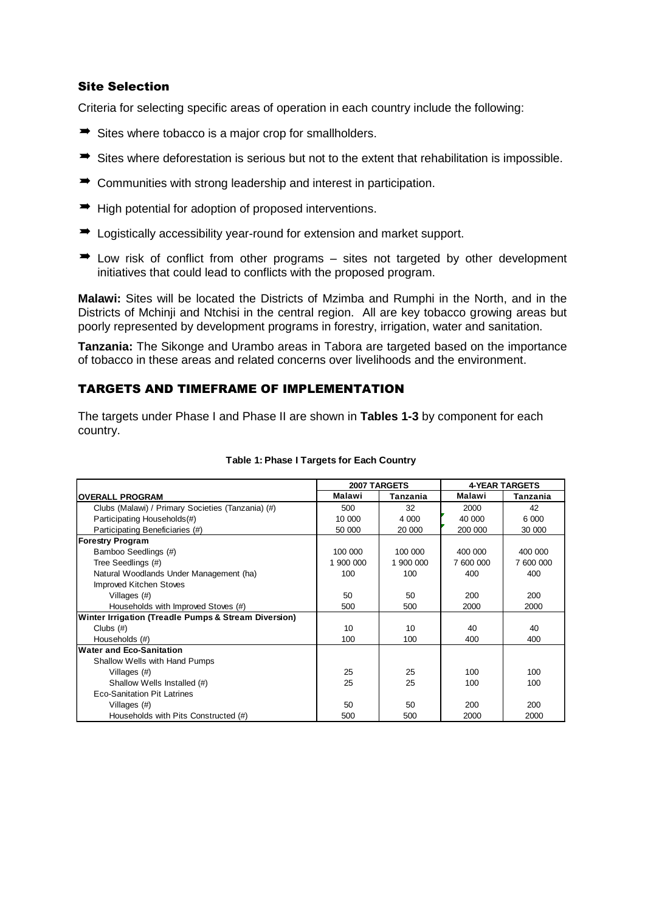### Site Selection

Criteria for selecting specific areas of operation in each country include the following:

- Sites where tobacco is a major crop for smallholders.
- Sites where deforestation is serious but not to the extent that rehabilitation is impossible.
- Communities with strong leadership and interest in participation.
- High potential for adoption of proposed interventions.
- Logistically accessibility year-round for extension and market support.
- Low risk of conflict from other programs – sites not targeted by other development initiatives that could lead to conflicts with the proposed program.

**Malawi:** Sites will be located the Districts of Mzimba and Rumphi in the North, and in the Districts of Mchinji and Ntchisi in the central region. All are key tobacco growing areas but poorly represented by development programs in forestry, irrigation, water and sanitation.

**Tanzania:** The Sikonge and Urambo areas in Tabora are targeted based on the importance of tobacco in these areas and related concerns over livelihoods and the environment.

## TARGETS AND TIMEFRAME OF IMPLEMENTATION

The targets under Phase I and Phase II are shown in **Tables 1-3** by component for each country.

**Table 1: Phase I Targets for Each Country**

| | 2007 TARGETS | | 4-YEAR TARGETS | |
|---|---|---|---|---|
| **OVERALL PROGRAM** | **Malawi** | **Tanzania** | **Malawi** | **Tanzania** |
| Clubs (Malawi) / Primary Societies (Tanzania) (#) | 500 | 32 | 2000 | 42 |
| Participating Households(#) | 10 000 | 4 000 | 40 000 | 6 000 |
| Participating Beneficiaries (#) | 50 000 | 20 000 | 200 000 | 30 000 |
| **Forestry Program** | | | | |
| Bamboo Seedlings (#) | 100 000 | 100 000 | 400 000 | 400 000 |
| Tree Seedlings (#) | 1 900 000 | 1 900 000 | 7 600 000 | 7 600 000 |
| Natural Woodlands Under Management (ha) | 100 | 100 | 400 | 400 |
| Improved Kitchen Stoves | | | | |
| Villages (#) | 50 | 50 | 200 | 200 |
| Households with Improved Stoves (#) | 500 | 500 | 2000 | 2000 |
| **Winter Irrigation (Treadle Pumps & Stream Diversion)** | | | | |
| Clubs (#) | 10 | 10 | 40 | 40 |
| Households (#) | 100 | 100 | 400 | 400 |
| **Water and Eco-Sanitation** | | | | |
| Shallow Wells with Hand Pumps | | | | |
| Villages (#) | 25 | 25 | 100 | 100 |
| Shallow Wells Installed (#) | 25 | 25 | 100 | 100 |
| Eco-Sanitation Pit Latrines | | | | |
| Villages (#) | 50 | 50 | 200 | 200 |
| Households with Pits Constructed (#) | 500 | 500 | 2000 | 2000 |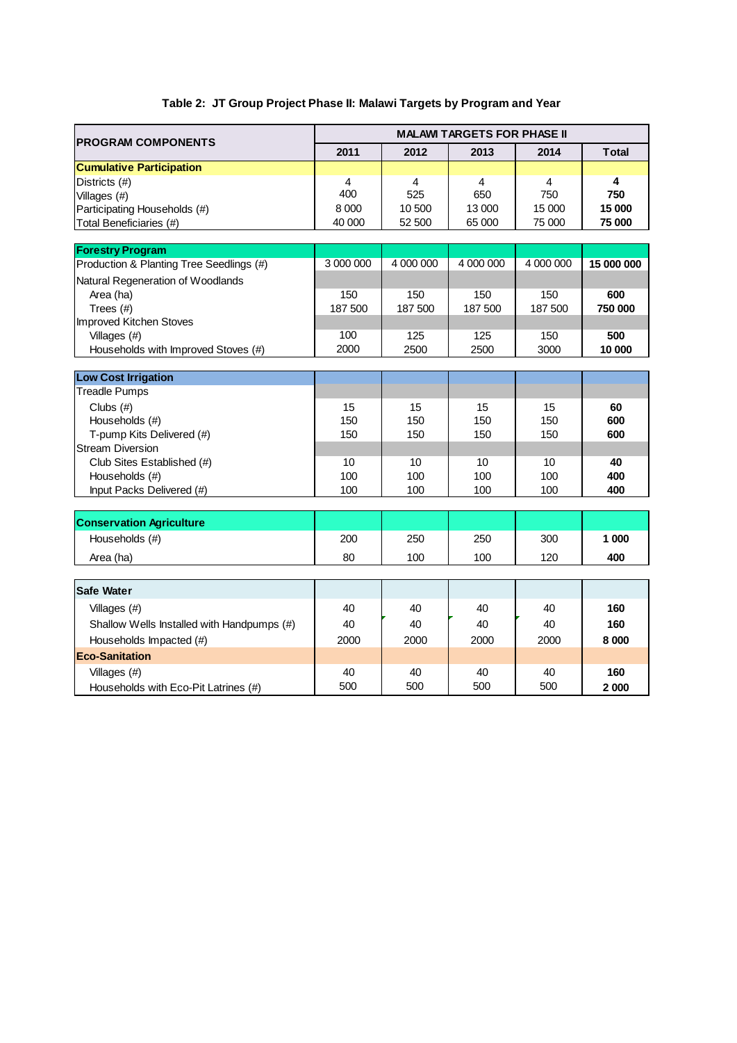**Table 2: JT Group Project Phase II: Malawi Targets by Program and Year**

| PROGRAM COMPONENTS | MALAWI TARGETS FOR PHASE II | | | | |
|---|---|---|---|---|---|
| | 2011 | 2012 | 2013 | 2014 | Total |
| **Cumulative Participation** | | | | | |
| Districts (#) | 4 | 4 | 4 | 4 | **4** |
| Villages (#) | 400 | 525 | 650 | 750 | **750** |
| Participating Households (#) | 8 000 | 10 500 | 13 000 | 15 000 | **15 000** |
| Total Beneficiaries (#) | 40 000 | 52 500 | 65 000 | 75 000 | **75 000** |
| **Forestry Program** | | | | | |
| Production & Planting Tree Seedlings (#) | 3 000 000 | 4 000 000 | 4 000 000 | 4 000 000 | **15 000 000** |
| Natural Regeneration of Woodlands | | | | | |
| Area (ha) | 150 | 150 | 150 | 150 | **600** |
| Trees (#) | 187 500 | 187 500 | 187 500 | 187 500 | **750 000** |
| Improved Kitchen Stoves | | | | | |
| Villages (#) | 100 | 125 | 125 | 150 | **500** |
| Households with Improved Stoves (#) | 2000 | 2500 | 2500 | 3000 | **10 000** |
| **Low Cost Irrigation** | | | | | |
| Treadle Pumps | | | | | |
| Clubs (#) | 15 | 15 | 15 | 15 | **60** |
| Households (#) | 150 | 150 | 150 | 150 | **600** |
| T-pump Kits Delivered (#) | 150 | 150 | 150 | 150 | **600** |
| Stream Diversion | | | | | |
| Club Sites Established (#) | 10 | 10 | 10 | 10 | **40** |
| Households (#) | 100 | 100 | 100 | 100 | **400** |
| Input Packs Delivered (#) | 100 | 100 | 100 | 100 | **400** |
| **Conservation Agriculture** | | | | | |
| Households (#) | 200 | 250 | 250 | 300 | **1 000** |
| Area (ha) | 80 | 100 | 100 | 120 | **400** |
| **Safe Water** | | | | | |
| Villages (#) | 40 | 40 | 40 | 40 | **160** |
| Shallow Wells Installed with Handpumps (#) | 40 | 40 | 40 | 40 | **160** |
| Households Impacted (#) | 2000 | 2000 | 2000 | 2000 | **8 000** |
| **Eco-Sanitation** | | | | | |
| Villages (#) | 40 | 40 | 40 | 40 | **160** |
| Households with Eco-Pit Latrines (#) | 500 | 500 | 500 | 500 | **2 000** |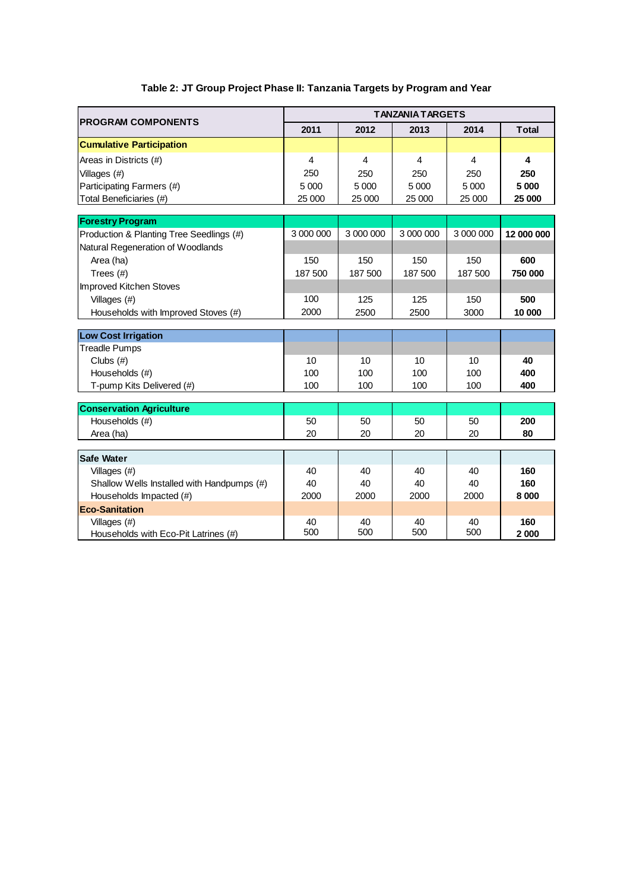**Table 2: JT Group Project Phase II: Tanzania Targets by Program and Year**

| PROGRAM COMPONENTS | TANZANIA TARGETS | | | | |
|---|---|---|---|---|---|
| | 2011 | 2012 | 2013 | 2014 | Total |
| **Cumulative Participation** | | | | | |
| Areas in Districts (#) | 4 | 4 | 4 | 4 | **4** |
| Villages (#) | 250 | 250 | 250 | 250 | **250** |
| Participating Farmers (#) | 5 000 | 5 000 | 5 000 | 5 000 | **5 000** |
| Total Beneficiaries (#) | 25 000 | 25 000 | 25 000 | 25 000 | **25 000** |
| **Forestry Program** | | | | | |
| Production & Planting Tree Seedlings (#) | 3 000 000 | 3 000 000 | 3 000 000 | 3 000 000 | **12 000 000** |
| Natural Regeneration of Woodlands | | | | | |
| Area (ha) | 150 | 150 | 150 | 150 | **600** |
| Trees (#) | 187 500 | 187 500 | 187 500 | 187 500 | **750 000** |
| Improved Kitchen Stoves | | | | | |
| Villages (#) | 100 | 125 | 125 | 150 | **500** |
| Households with Improved Stoves (#) | 2000 | 2500 | 2500 | 3000 | **10 000** |
| **Low Cost Irrigation** | | | | | |
| Treadle Pumps | | | | | |
| Clubs (#) | 10 | 10 | 10 | 10 | **40** |
| Households (#) | 100 | 100 | 100 | 100 | **400** |
| T-pump Kits Delivered (#) | 100 | 100 | 100 | 100 | **400** |
| **Conservation Agriculture** | | | | | |
| Households (#) | 50 | 50 | 50 | 50 | **200** |
| Area (ha) | 20 | 20 | 20 | 20 | **80** |
| **Safe Water** | | | | | |
| Villages (#) | 40 | 40 | 40 | 40 | **160** |
| Shallow Wells Installed with Handpumps (#) | 40 | 40 | 40 | 40 | **160** |
| Households Impacted (#) | 2000 | 2000 | 2000 | 2000 | **8 000** |
| **Eco-Sanitation** | | | | | |
| Villages (#) | 40 | 40 | 40 | 40 | **160** |
| Households with Eco-Pit Latrines (#) | 500 | 500 | 500 | 500 | **2 000** |